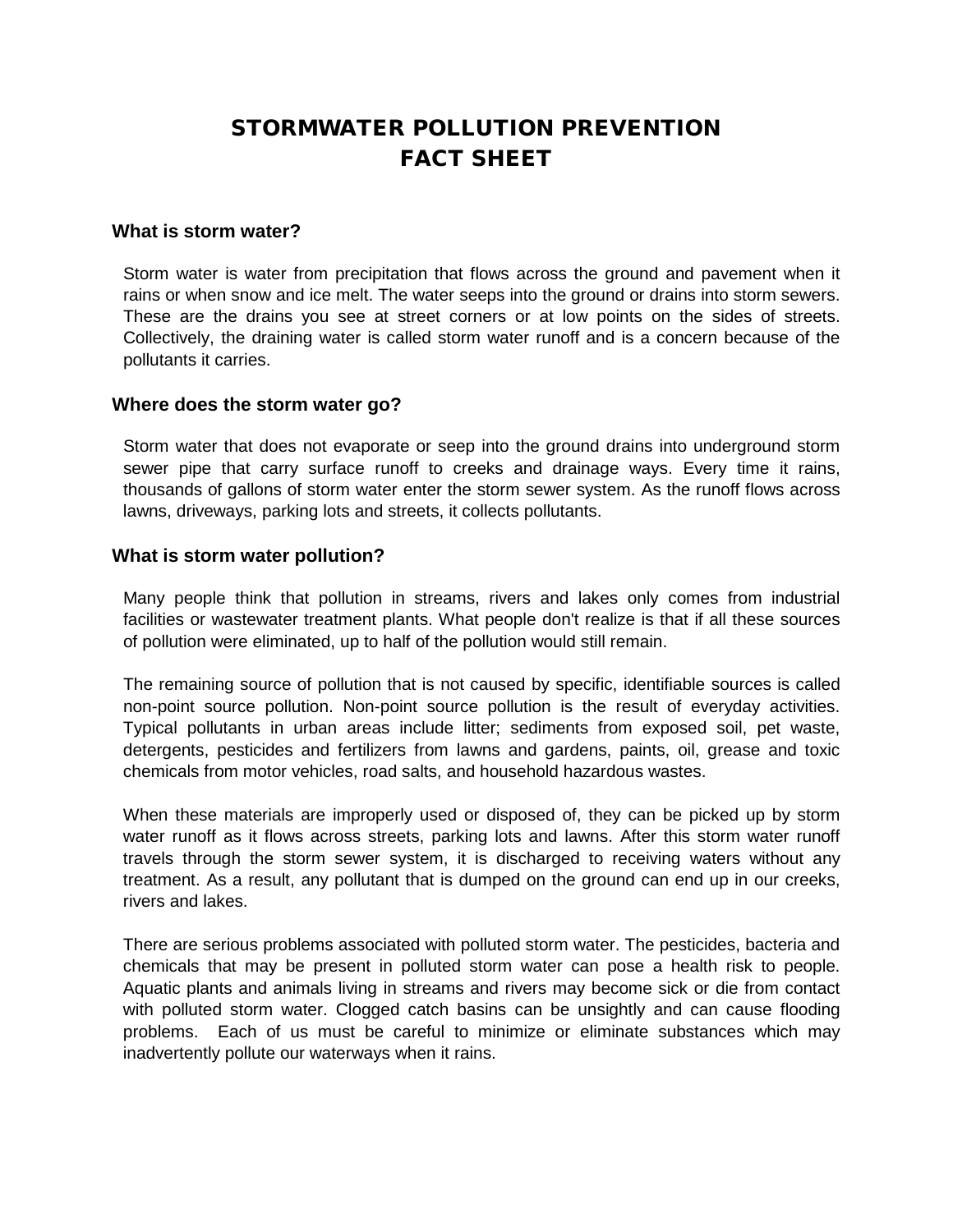# STORMWATER POLLUTION PREVENTION FACT SHEET

## What is storm water?

Storm water is water from precipitation that flows across the ground and pavement when it rains or when snow and ice melt. The water seeps into the ground or drains into storm sewers. These are the drains you see at street corners or at low points on the sides of streets. Collectively, the draining water is called storm water runoff and is a concern because of the pollutants it carries.

## Where does the storm water go?

Storm water that does not evaporate or seep into the ground drains into underground storm sewer pipe that carry surface runoff to creeks and drainage ways. Every time it rains, thousands of gallons of storm water enter the storm sewer system. As the runoff flows across lawns, driveways, parking lots and streets, it collects pollutants.

## What is storm water pollution?

Many people think that pollution in streams, rivers and lakes only comes from industrial facilities or wastewater treatment plants. What people don't realize is that if all these sources of pollution were eliminated, up to half of the pollution would still remain.

The remaining source of pollution that is not caused by specific, identifiable sources is called non-point source pollution. Non-point source pollution is the result of everyday activities. Typical pollutants in urban areas include litter; sediments from exposed soil, pet waste, detergents, pesticides and fertilizers from lawns and gardens, paints, oil, grease and toxic chemicals from motor vehicles, road salts, and household hazardous wastes.

When these materials are improperly used or disposed of, they can be picked up by storm water runoff as it flows across streets, parking lots and lawns. After this storm water runoff travels through the storm sewer system, it is discharged to receiving waters without any treatment. As a result, any pollutant that is dumped on the ground can end up in our creeks, rivers and lakes.

There are serious problems associated with polluted storm water. The pesticides, bacteria and chemicals that may be present in polluted storm water can pose a health risk to people. Aquatic plants and animals living in streams and rivers may become sick or die from contact with polluted storm water. Clogged catch basins can be unsightly and can cause flooding problems. Each of us must be careful to minimize or eliminate substances which may inadvertently pollute our waterways when it rains.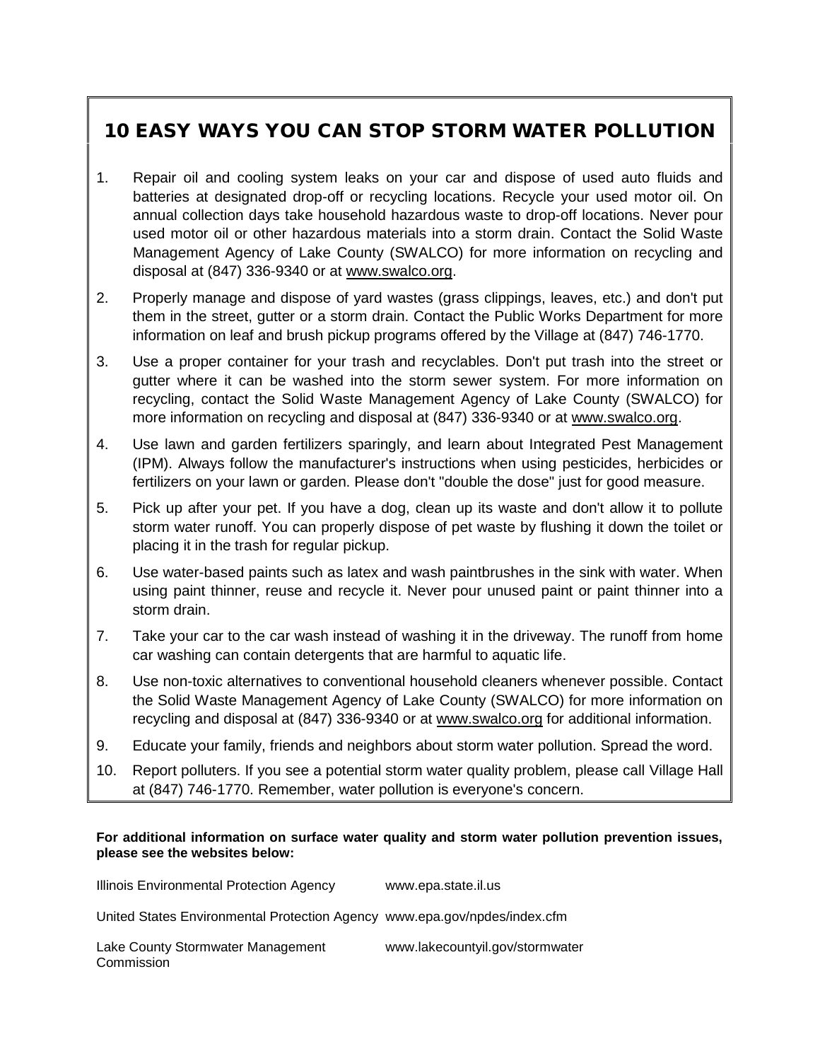# 10 EASY WAYS YOU CAN STOP STORM WATER POLLUTION

1. Repair oil and cooling system leaks on your car and dispose of used auto fluids and batteries at designated drop-off or recycling locations. Recycle your used motor oil. On annual collection days take household hazardous waste to drop-off locations. Never pour used motor oil or other hazardous materials into a storm drain. Contact the Solid Waste Management Agency of Lake County (SWALCO) for more information on recycling and disposal at (847) 336-9340 or at www.swalco.org.
2. Properly manage and dispose of yard wastes (grass clippings, leaves, etc.) and don't put them in the street, gutter or a storm drain. Contact the Public Works Department for more information on leaf and brush pickup programs offered by the Village at (847) 746-1770.
3. Use a proper container for your trash and recyclables. Don't put trash into the street or gutter where it can be washed into the storm sewer system. For more information on recycling, contact the Solid Waste Management Agency of Lake County (SWALCO) for more information on recycling and disposal at (847) 336-9340 or at www.swalco.org.
4. Use lawn and garden fertilizers sparingly, and learn about Integrated Pest Management (IPM). Always follow the manufacturer's instructions when using pesticides, herbicides or fertilizers on your lawn or garden. Please don't "double the dose" just for good measure.
5. Pick up after your pet. If you have a dog, clean up its waste and don't allow it to pollute storm water runoff. You can properly dispose of pet waste by flushing it down the toilet or placing it in the trash for regular pickup.
6. Use water-based paints such as latex and wash paintbrushes in the sink with water. When using paint thinner, reuse and recycle it. Never pour unused paint or paint thinner into a storm drain.
7. Take your car to the car wash instead of washing it in the driveway. The runoff from home car washing can contain detergents that are harmful to aquatic life.
8. Use non-toxic alternatives to conventional household cleaners whenever possible. Contact the Solid Waste Management Agency of Lake County (SWALCO) for more information on recycling and disposal at (847) 336-9340 or at www.swalco.org for additional information.
9. Educate your family, friends and neighbors about storm water pollution. Spread the word.
10. Report polluters. If you see a potential storm water quality problem, please call Village Hall at (847) 746-1770. Remember, water pollution is everyone's concern.

**For additional information on surface water quality and storm water pollution prevention issues, please see the websites below:**

| | |
|---|---|
| Illinois Environmental Protection Agency | www.epa.state.il.us |
| United States Environmental Protection Agency | www.epa.gov/npdes/index.cfm |
| Lake County Stormwater Management Commission | www.lakecountyil.gov/stormwater |